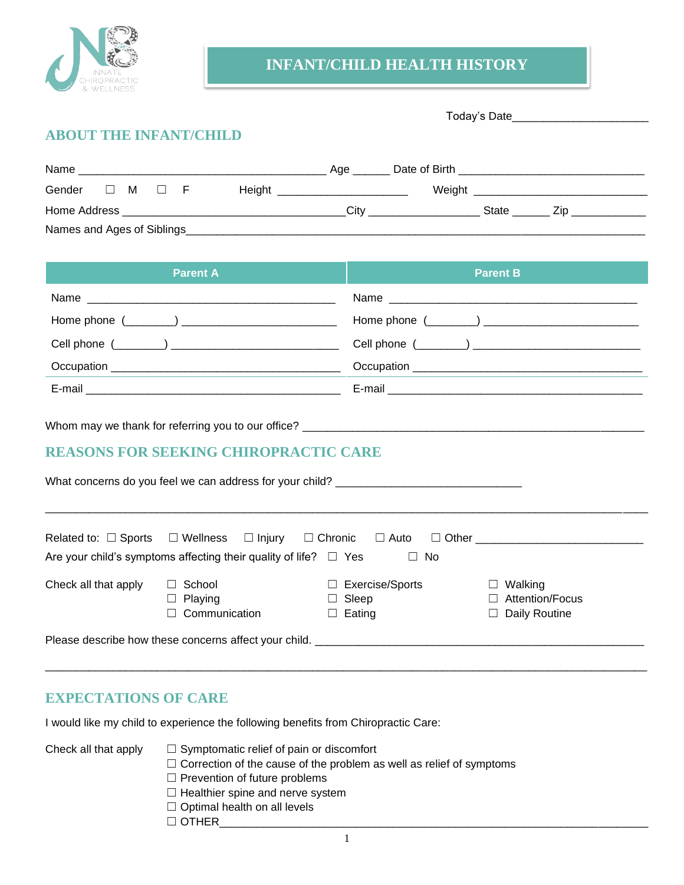# INFANT/CHILD HEALTH HISTORY

Today's Date____________________

## ABOUT THE INFANT/CHILD

Name ________________________________________ Age ______ Date of Birth ______________________________

Gender ☐ M ☐ F Height ____________________ Weight __________________________

Home Address ____________________________________City __________________ State ______ Zip ____________

Names and Ages of Siblings_____________________________________________________________________________

| Parent A | Parent B |
|---|---|
| Name ________________________________________ | Name ________________________________________ |
| Home phone (________) ________________________ | Home phone (________) ________________________ |
| Cell phone (________) ___________________________ | Cell phone (________) ___________________________ |
| Occupation _____________________________________ | Occupation _____________________________________ |
| E-mail _________________________________________ | E-mail _________________________________________ |

Whom may we thank for referring you to our office? _______________________________________________________

## REASONS FOR SEEKING CHIROPRACTIC CARE

What concerns do you feel we can address for your child? ______________________________

_____________________________________________________________________________________________

Related to: ☐ Sports ☐ Wellness ☐ Injury ☐ Chronic ☐ Auto ☐ Other __________________________

Are your child's symptoms affecting their quality of life? ☐ Yes ☐ No

Check all that apply

- ☐ School
- ☐ Playing
- ☐ Communication
- ☐ Exercise/Sports
- ☐ Sleep
- ☐ Eating
- ☐ Walking
- ☐ Attention/Focus
- ☐ Daily Routine

Please describe how these concerns affect your child. _____________________________________________________

_____________________________________________________________________________________________

## EXPECTATIONS OF CARE

I would like my child to experience the following benefits from Chiropractic Care:

Check all that apply

- ☐ Symptomatic relief of pain or discomfort
- ☐ Correction of the cause of the problem as well as relief of symptoms
- ☐ Prevention of future problems
- ☐ Healthier spine and nerve system
- ☐ Optimal health on all levels
- ☐ OTHER______________________________________________________________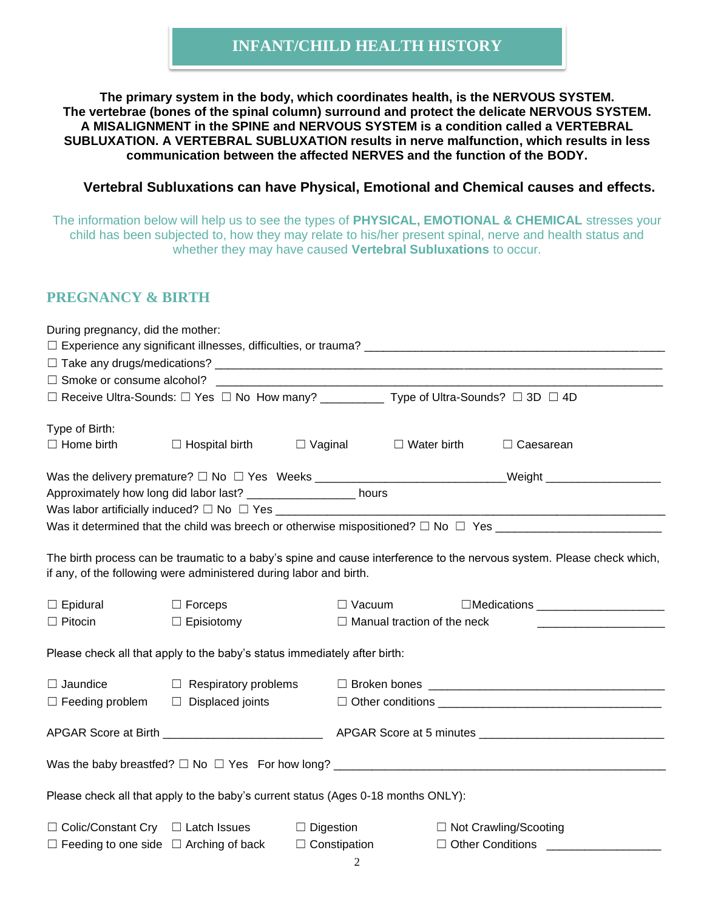# INFANT/CHILD HEALTH HISTORY

**The primary system in the body, which coordinates health, is the NERVOUS SYSTEM. The vertebrae (bones of the spinal column) surround and protect the delicate NERVOUS SYSTEM. A MISALIGNMENT in the SPINE and NERVOUS SYSTEM is a condition called a VERTEBRAL SUBLUXATION. A VERTEBRAL SUBLUXATION results in nerve malfunction, which results in less communication between the affected NERVES and the function of the BODY.**

**Vertebral Subluxations can have Physical, Emotional and Chemical causes and effects.**

The information below will help us to see the types of **PHYSICAL, EMOTIONAL & CHEMICAL** stresses your child has been subjected to, how they may relate to his/her present spinal, nerve and health status and whether they may have caused **Vertebral Subluxations** to occur.

## PREGNANCY & BIRTH

During pregnancy, did the mother:

☐ Experience any significant illnesses, difficulties, or trauma? ______________________________________________

☐ Take any drugs/medications? ________________________________________________________________________

☐ Smoke or consume alcohol? _________________________________________________________________________

☐ Receive Ultra-Sounds: ☐ Yes ☐ No How many? __________ Type of Ultra-Sounds? ☐ 3D ☐ 4D

Type of Birth:

☐ Home birth ☐ Hospital birth ☐ Vaginal ☐ Water birth ☐ Caesarean

Was the delivery premature? ☐ No ☐ Yes Weeks ______________________________Weight __________________

Approximately how long did labor last? _________________ hours

Was labor artificially induced? ☐ No ☐ Yes _______________________________________________________________

Was it determined that the child was breech or otherwise mispositioned? ☐ No ☐ Yes __________________________

The birth process can be traumatic to a baby's spine and cause interference to the nervous system. Please check which, if any, of the following were administered during labor and birth.

☐ Epidural ☐ Forceps ☐ Vacuum ☐Medications ____________________

☐ Pitocin ☐ Episiotomy ☐ Manual traction of the neck ____________________

Please check all that apply to the baby's status immediately after birth:

☐ Jaundice ☐ Respiratory problems ☐ Broken bones ______________________________________

☐ Feeding problem ☐ Displaced joints ☐ Other conditions ___________________________________

APGAR Score at Birth _________________________ APGAR Score at 5 minutes _____________________________

Was the baby breastfed? ☐ No ☐ Yes For how long? ______________________________________________________

Please check all that apply to the baby's current status (Ages 0-18 months ONLY):

☐ Colic/Constant Cry ☐ Latch Issues ☐ Digestion ☐ Not Crawling/Scooting

☐ Feeding to one side ☐ Arching of back ☐ Constipation ☐ Other Conditions __________________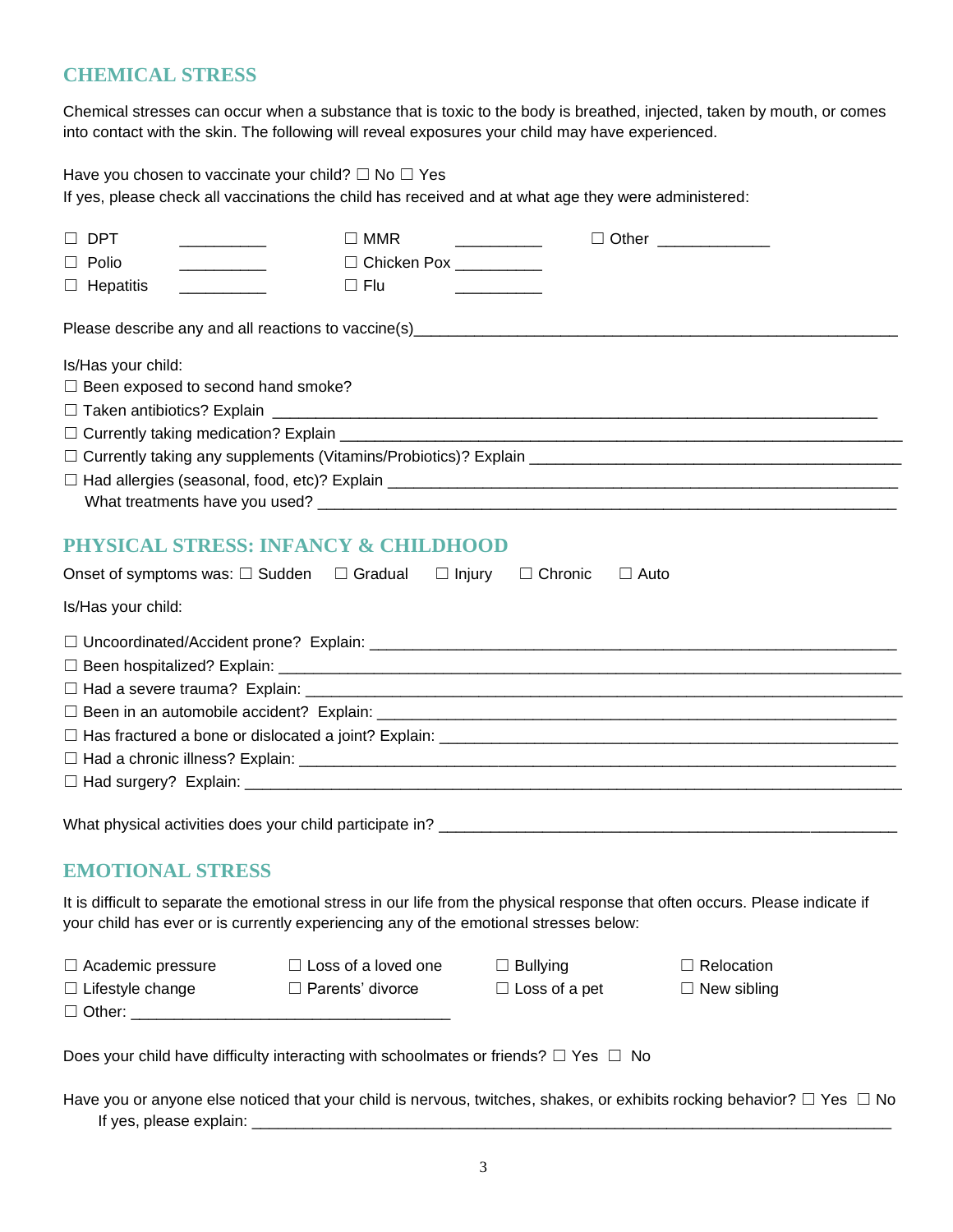## CHEMICAL STRESS

Chemical stresses can occur when a substance that is toxic to the body is breathed, injected, taken by mouth, or comes into contact with the skin. The following will reveal exposures your child may have experienced.

Have you chosen to vaccinate your child? ☐ No ☐ Yes
If yes, please check all vaccinations the child has received and at what age they were administered:

☐ DPT __________ ☐ MMR __________ ☐ Other ____________
☐ Polio __________ ☐ Chicken Pox __________
☐ Hepatitis __________ ☐ Flu __________

Please describe any and all reactions to vaccine(s)________________________________________________________

Is/Has your child:
☐ Been exposed to second hand smoke?
☐ Taken antibiotics? Explain ____________________________________________________________________
☐ Currently taking medication? Explain ______________________________________________________________
☐ Currently taking any supplements (Vitamins/Probiotics)? Explain ________________________________________
☐ Had allergies (seasonal, food, etc)? Explain _________________________________________________________
What treatments have you used? ___________________________________________________________________

## PHYSICAL STRESS: INFANCY & CHILDHOOD

Onset of symptoms was: ☐ Sudden ☐ Gradual ☐ Injury ☐ Chronic ☐ Auto

Is/Has your child:

☐ Uncoordinated/Accident prone? Explain: _____________________________________________________________
☐ Been hospitalized? Explain: _______________________________________________________________________
☐ Had a severe trauma? Explain: ____________________________________________________________________
☐ Been in an automobile accident? Explain: ____________________________________________________________
☐ Has fractured a bone or dislocated a joint? Explain: ____________________________________________________
☐ Had a chronic illness? Explain: _____________________________________________________________________
☐ Had surgery? Explain: ____________________________________________________________________________

What physical activities does your child participate in? ____________________________________________________

## EMOTIONAL STRESS

It is difficult to separate the emotional stress in our life from the physical response that often occurs. Please indicate if your child has ever or is currently experiencing any of the emotional stresses below:

☐ Academic pressure ☐ Loss of a loved one ☐ Bullying ☐ Relocation
☐ Lifestyle change ☐ Parents' divorce ☐ Loss of a pet ☐ New sibling
☐ Other: ___________________________________

Does your child have difficulty interacting with schoolmates or friends? ☐ Yes ☐ No

Have you or anyone else noticed that your child is nervous, twitches, shakes, or exhibits rocking behavior? ☐ Yes ☐ No
If yes, please explain: __________________________________________________________________________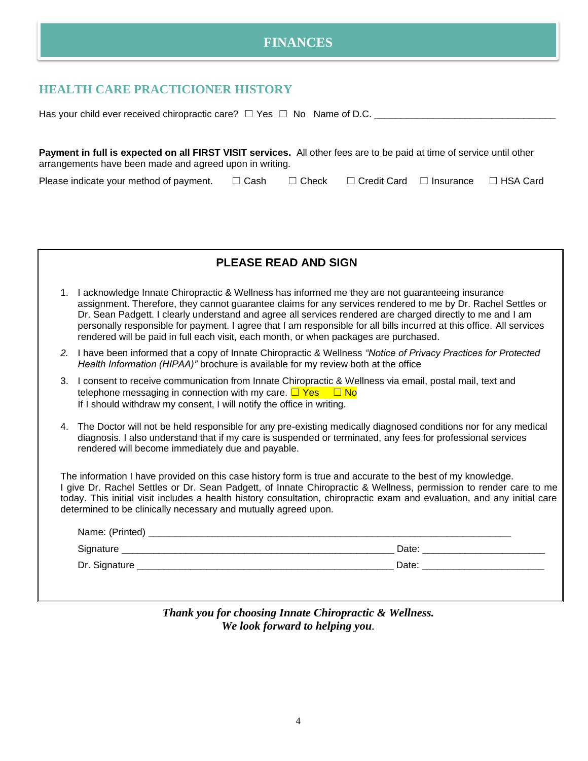# FINANCES

## HEALTH CARE PRACTICIONER HISTORY

Has your child ever received chiropractic care? ☐ Yes ☐ No Name of D.C. ________________________________

**Payment in full is expected on all FIRST VISIT services.** All other fees are to be paid at time of service until other arrangements have been made and agreed upon in writing.

Please indicate your method of payment. ☐ Cash ☐ Check ☐ Credit Card ☐ Insurance ☐ HSA Card

### PLEASE READ AND SIGN

1. I acknowledge Innate Chiropractic & Wellness has informed me they are not guaranteeing insurance assignment. Therefore, they cannot guarantee claims for any services rendered to me by Dr. Rachel Settles or Dr. Sean Padgett. I clearly understand and agree all services rendered are charged directly to me and I am personally responsible for payment. I agree that I am responsible for all bills incurred at this office. All services rendered will be paid in full each visit, each month, or when packages are purchased.
2. I have been informed that a copy of Innate Chiropractic & Wellness *"Notice of Privacy Practices for Protected Health Information (HIPAA)"* brochure is available for my review both at the office
3. I consent to receive communication from Innate Chiropractic & Wellness via email, postal mail, text and telephone messaging in connection with my care. ☐ Yes ☐ No
   If I should withdraw my consent, I will notify the office in writing.
4. The Doctor will not be held responsible for any pre-existing medically diagnosed conditions nor for any medical diagnosis. I also understand that if my care is suspended or terminated, any fees for professional services rendered will become immediately due and payable.

The information I have provided on this case history form is true and accurate to the best of my knowledge.
I give Dr. Rachel Settles or Dr. Sean Padgett, of Innate Chiropractic & Wellness, permission to render care to me today. This initial visit includes a health history consultation, chiropractic exam and evaluation, and any initial care determined to be clinically necessary and mutually agreed upon.

Name: (Printed) ____________________________________________________________________

Signature ___________________________________________________ Date: ______________________

Dr. Signature ________________________________________________ Date: ______________________

***Thank you for choosing Innate Chiropractic & Wellness.***
***We look forward to helping you.***